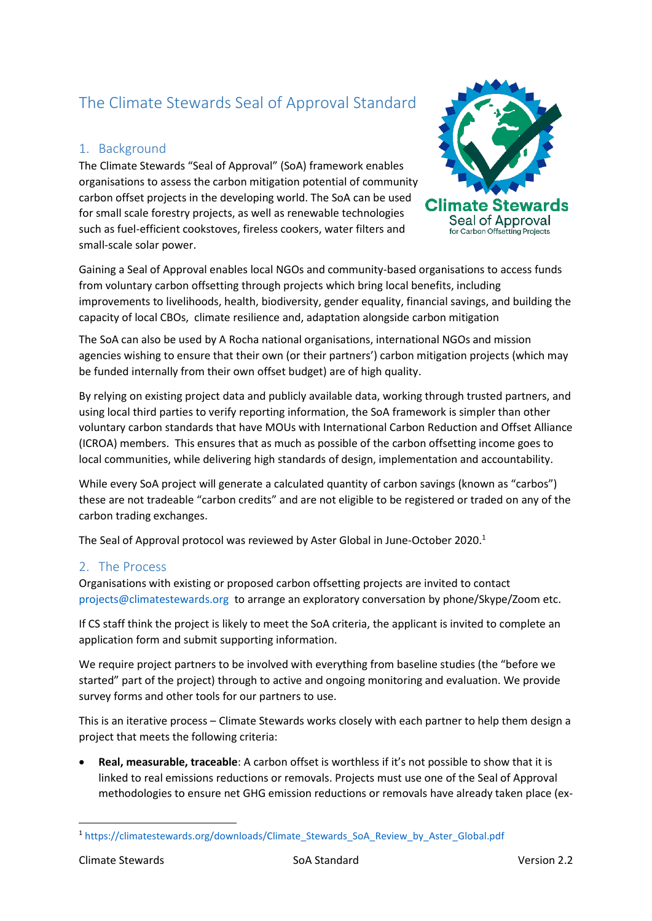# The Climate Stewards Seal of Approval Standard

## 1. Background

The Climate Stewards "Seal of Approval" (SoA) framework enables organisations to assess the carbon mitigation potential of community carbon offset projects in the developing world. The SoA can be used for small scale forestry projects, as well as renewable technologies such as fuel-efficient cookstoves, fireless cookers, water filters and small-scale solar power.

Gaining a Seal of Approval enables local NGOs and community-based organisations to access funds from voluntary carbon offsetting through projects which bring local benefits, including improvements to livelihoods, health, biodiversity, gender equality, financial savings, and building the capacity of local CBOs, climate resilience and, adaptation alongside carbon mitigation

The SoA can also be used by A Rocha national organisations, international NGOs and mission agencies wishing to ensure that their own (or their partners') carbon mitigation projects (which may be funded internally from their own offset budget) are of high quality.

By relying on existing project data and publicly available data, working through trusted partners, and using local third parties to verify reporting information, the SoA framework is simpler than other voluntary carbon standards that have MOUs with International Carbon Reduction and Offset Alliance (ICROA) members. This ensures that as much as possible of the carbon offsetting income goes to local communities, while delivering high standards of design, implementation and accountability.

While every SoA project will generate a calculated quantity of carbon savings (known as "carbos") these are not tradeable "carbon credits" and are not eligible to be registered or traded on any of the carbon trading exchanges.

The Seal of Approval protocol was reviewed by Aster Global in June-October 2020.[1]

## 2. The Process

Organisations with existing or proposed carbon offsetting projects are invited to contact projects@climatestewards.org to arrange an exploratory conversation by phone/Skype/Zoom etc.

If CS staff think the project is likely to meet the SoA criteria, the applicant is invited to complete an application form and submit supporting information.

We require project partners to be involved with everything from baseline studies (the "before we started" part of the project) through to active and ongoing monitoring and evaluation. We provide survey forms and other tools for our partners to use.

This is an iterative process – Climate Stewards works closely with each partner to help them design a project that meets the following criteria:

- **Real, measurable, traceable**: A carbon offset is worthless if it's not possible to show that it is linked to real emissions reductions or removals. Projects must use one of the Seal of Approval methodologies to ensure net GHG emission reductions or removals have already taken place (ex-

[1] https://climatestewards.org/downloads/Climate_Stewards_SoA_Review_by_Aster_Global.pdf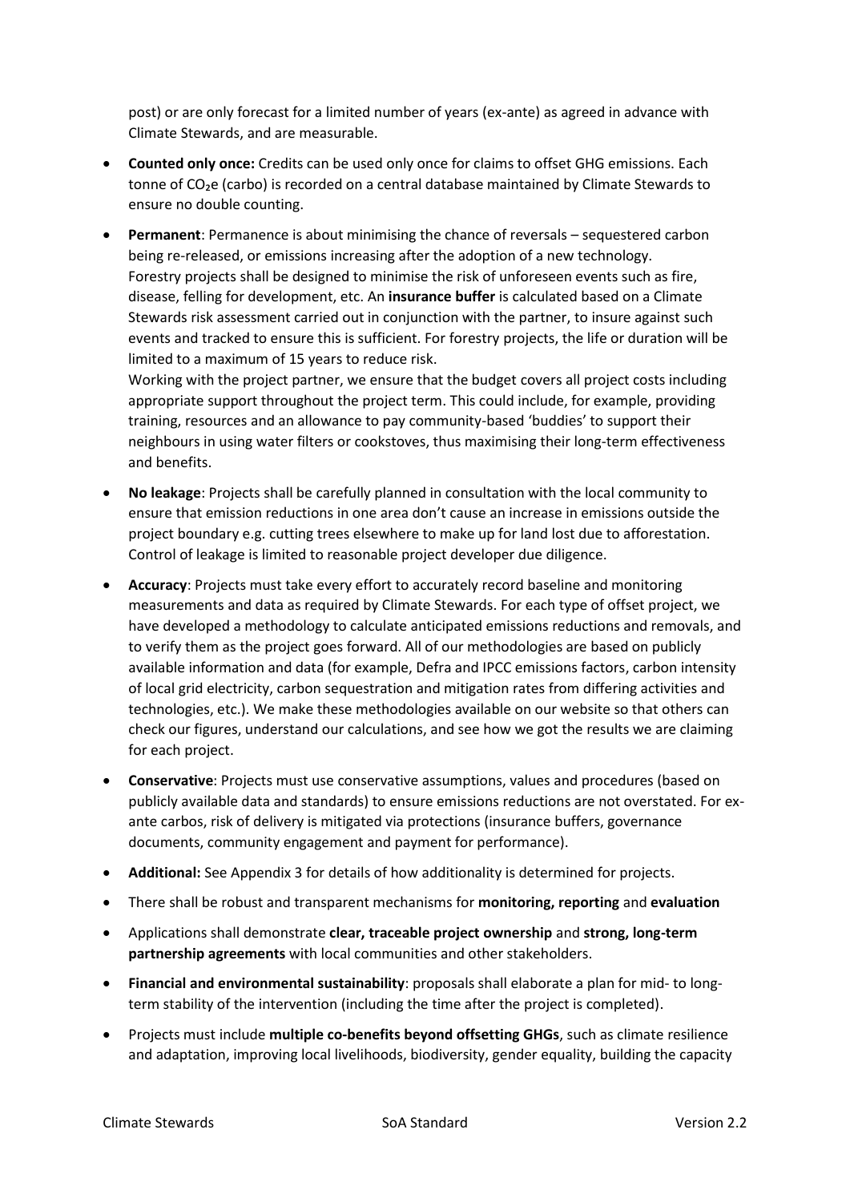post) or are only forecast for a limited number of years (ex-ante) as agreed in advance with Climate Stewards, and are measurable.

- **Counted only once:** Credits can be used only once for claims to offset GHG emissions. Each tonne of $CO_2e$ (carbo) is recorded on a central database maintained by Climate Stewards to ensure no double counting.
- **Permanent**: Permanence is about minimising the chance of reversals – sequestered carbon being re-released, or emissions increasing after the adoption of a new technology. Forestry projects shall be designed to minimise the risk of unforeseen events such as fire, disease, felling for development, etc. An **insurance buffer** is calculated based on a Climate Stewards risk assessment carried out in conjunction with the partner, to insure against such events and tracked to ensure this is sufficient. For forestry projects, the life or duration will be limited to a maximum of 15 years to reduce risk.
  Working with the project partner, we ensure that the budget covers all project costs including appropriate support throughout the project term. This could include, for example, providing training, resources and an allowance to pay community-based 'buddies' to support their neighbours in using water filters or cookstoves, thus maximising their long-term effectiveness and benefits.
- **No leakage**: Projects shall be carefully planned in consultation with the local community to ensure that emission reductions in one area don't cause an increase in emissions outside the project boundary e.g. cutting trees elsewhere to make up for land lost due to afforestation. Control of leakage is limited to reasonable project developer due diligence.
- **Accuracy**: Projects must take every effort to accurately record baseline and monitoring measurements and data as required by Climate Stewards. For each type of offset project, we have developed a methodology to calculate anticipated emissions reductions and removals, and to verify them as the project goes forward. All of our methodologies are based on publicly available information and data (for example, Defra and IPCC emissions factors, carbon intensity of local grid electricity, carbon sequestration and mitigation rates from differing activities and technologies, etc.). We make these methodologies available on our website so that others can check our figures, understand our calculations, and see how we got the results we are claiming for each project.
- **Conservative**: Projects must use conservative assumptions, values and procedures (based on publicly available data and standards) to ensure emissions reductions are not overstated. For ex-ante carbos, risk of delivery is mitigated via protections (insurance buffers, governance documents, community engagement and payment for performance).
- **Additional:** See Appendix 3 for details of how additionality is determined for projects.
- There shall be robust and transparent mechanisms for **monitoring, reporting** and **evaluation**
- Applications shall demonstrate **clear, traceable project ownership** and **strong, long-term partnership agreements** with local communities and other stakeholders.
- **Financial and environmental sustainability**: proposals shall elaborate a plan for mid- to long-term stability of the intervention (including the time after the project is completed).
- Projects must include **multiple co-benefits beyond offsetting GHGs**, such as climate resilience and adaptation, improving local livelihoods, biodiversity, gender equality, building the capacity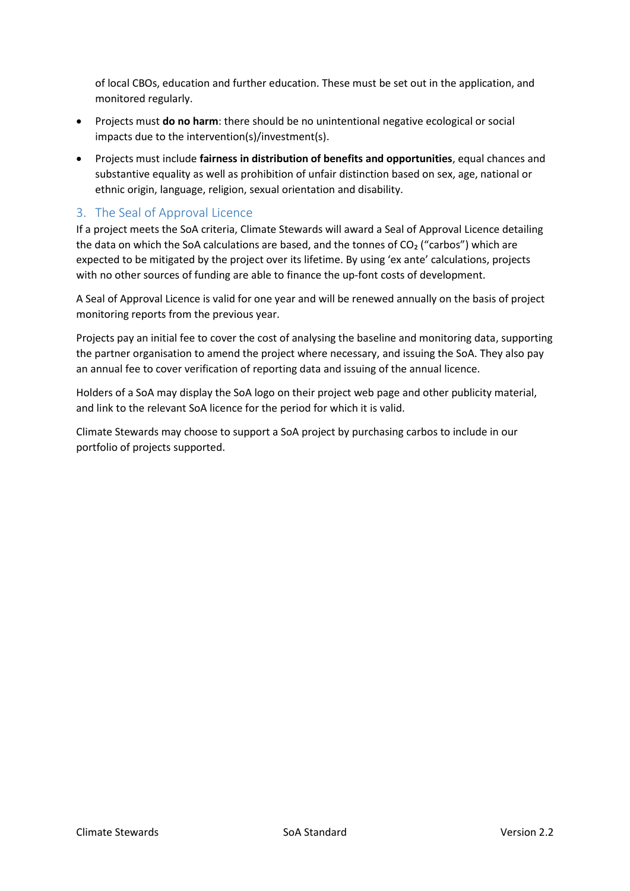of local CBOs, education and further education. These must be set out in the application, and monitored regularly.

- Projects must **do no harm**: there should be no unintentional negative ecological or social impacts due to the intervention(s)/investment(s).
- Projects must include **fairness in distribution of benefits and opportunities**, equal chances and substantive equality as well as prohibition of unfair distinction based on sex, age, national or ethnic origin, language, religion, sexual orientation and disability.

## 3. The Seal of Approval Licence

If a project meets the SoA criteria, Climate Stewards will award a Seal of Approval Licence detailing the data on which the SoA calculations are based, and the tonnes of $CO_2$ ("carbos") which are expected to be mitigated by the project over its lifetime. By using 'ex ante' calculations, projects with no other sources of funding are able to finance the up-font costs of development.

A Seal of Approval Licence is valid for one year and will be renewed annually on the basis of project monitoring reports from the previous year.

Projects pay an initial fee to cover the cost of analysing the baseline and monitoring data, supporting the partner organisation to amend the project where necessary, and issuing the SoA. They also pay an annual fee to cover verification of reporting data and issuing of the annual licence.

Holders of a SoA may display the SoA logo on their project web page and other publicity material, and link to the relevant SoA licence for the period for which it is valid.

Climate Stewards may choose to support a SoA project by purchasing carbos to include in our portfolio of projects supported.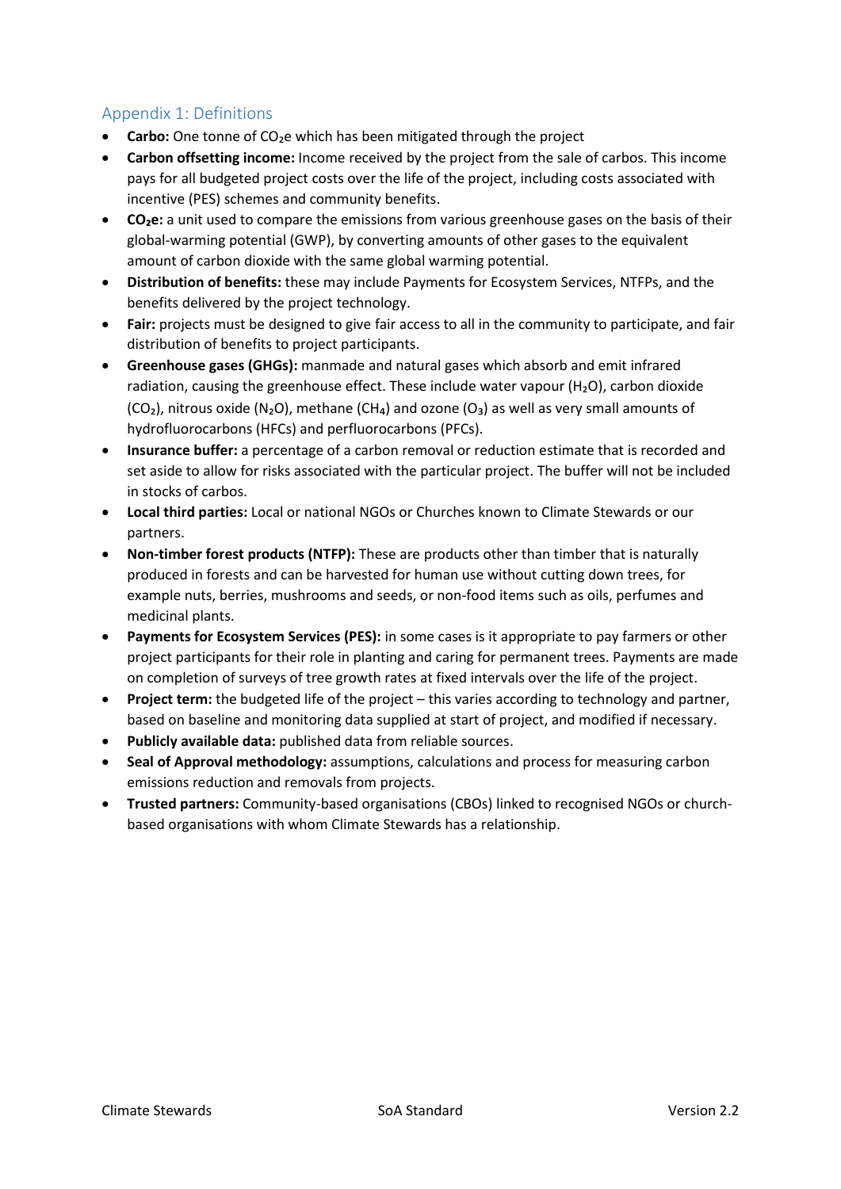## Appendix 1: Definitions

- **Carbo:** One tonne of $CO_2e$ which has been mitigated through the project
- **Carbon offsetting income:** Income received by the project from the sale of carbos. This income pays for all budgeted project costs over the life of the project, including costs associated with incentive (PES) schemes and community benefits.
- **$CO_2e$:** a unit used to compare the emissions from various greenhouse gases on the basis of their global-warming potential (GWP), by converting amounts of other gases to the equivalent amount of carbon dioxide with the same global warming potential.
- **Distribution of benefits:** these may include Payments for Ecosystem Services, NTFPs, and the benefits delivered by the project technology.
- **Fair:** projects must be designed to give fair access to all in the community to participate, and fair distribution of benefits to project participants.
- **Greenhouse gases (GHGs):** manmade and natural gases which absorb and emit infrared radiation, causing the greenhouse effect. These include water vapour ($H_2O$), carbon dioxide ($CO_2$), nitrous oxide ($N_2O$), methane ($CH_4$) and ozone ($O_3$) as well as very small amounts of hydrofluorocarbons (HFCs) and perfluorocarbons (PFCs).
- **Insurance buffer:** a percentage of a carbon removal or reduction estimate that is recorded and set aside to allow for risks associated with the particular project. The buffer will not be included in stocks of carbos.
- **Local third parties:** Local or national NGOs or Churches known to Climate Stewards or our partners.
- **Non-timber forest products (NTFP):** These are products other than timber that is naturally produced in forests and can be harvested for human use without cutting down trees, for example nuts, berries, mushrooms and seeds, or non-food items such as oils, perfumes and medicinal plants.
- **Payments for Ecosystem Services (PES):** in some cases is it appropriate to pay farmers or other project participants for their role in planting and caring for permanent trees. Payments are made on completion of surveys of tree growth rates at fixed intervals over the life of the project.
- **Project term:** the budgeted life of the project – this varies according to technology and partner, based on baseline and monitoring data supplied at start of project, and modified if necessary.
- **Publicly available data:** published data from reliable sources.
- **Seal of Approval methodology:** assumptions, calculations and process for measuring carbon emissions reduction and removals from projects.
- **Trusted partners:** Community-based organisations (CBOs) linked to recognised NGOs or church-based organisations with whom Climate Stewards has a relationship.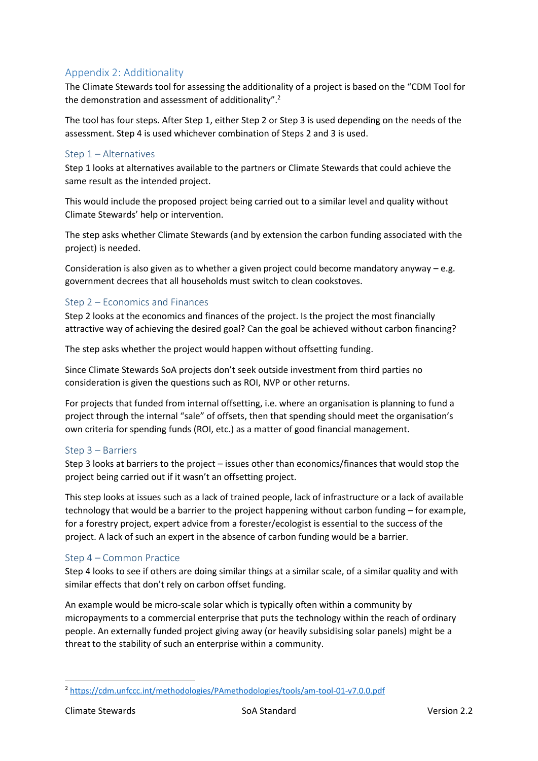## Appendix 2: Additionality

The Climate Stewards tool for assessing the additionality of a project is based on the "CDM Tool for the demonstration and assessment of additionality".[2]

The tool has four steps. After Step 1, either Step 2 or Step 3 is used depending on the needs of the assessment. Step 4 is used whichever combination of Steps 2 and 3 is used.

### Step 1 – Alternatives

Step 1 looks at alternatives available to the partners or Climate Stewards that could achieve the same result as the intended project.

This would include the proposed project being carried out to a similar level and quality without Climate Stewards' help or intervention.

The step asks whether Climate Stewards (and by extension the carbon funding associated with the project) is needed.

Consideration is also given as to whether a given project could become mandatory anyway – e.g. government decrees that all households must switch to clean cookstoves.

### Step 2 – Economics and Finances

Step 2 looks at the economics and finances of the project. Is the project the most financially attractive way of achieving the desired goal? Can the goal be achieved without carbon financing?

The step asks whether the project would happen without offsetting funding.

Since Climate Stewards SoA projects don't seek outside investment from third parties no consideration is given the questions such as ROI, NVP or other returns.

For projects that funded from internal offsetting, i.e. where an organisation is planning to fund a project through the internal "sale" of offsets, then that spending should meet the organisation's own criteria for spending funds (ROI, etc.) as a matter of good financial management.

### Step 3 – Barriers

Step 3 looks at barriers to the project – issues other than economics/finances that would stop the project being carried out if it wasn't an offsetting project.

This step looks at issues such as a lack of trained people, lack of infrastructure or a lack of available technology that would be a barrier to the project happening without carbon funding – for example, for a forestry project, expert advice from a forester/ecologist is essential to the success of the project. A lack of such an expert in the absence of carbon funding would be a barrier.

### Step 4 – Common Practice

Step 4 looks to see if others are doing similar things at a similar scale, of a similar quality and with similar effects that don't rely on carbon offset funding.

An example would be micro-scale solar which is typically often within a community by micropayments to a commercial enterprise that puts the technology within the reach of ordinary people. An externally funded project giving away (or heavily subsidising solar panels) might be a threat to the stability of such an enterprise within a community.

---

[2] https://cdm.unfccc.int/methodologies/PAmethodologies/tools/am-tool-01-v7.0.0.pdf